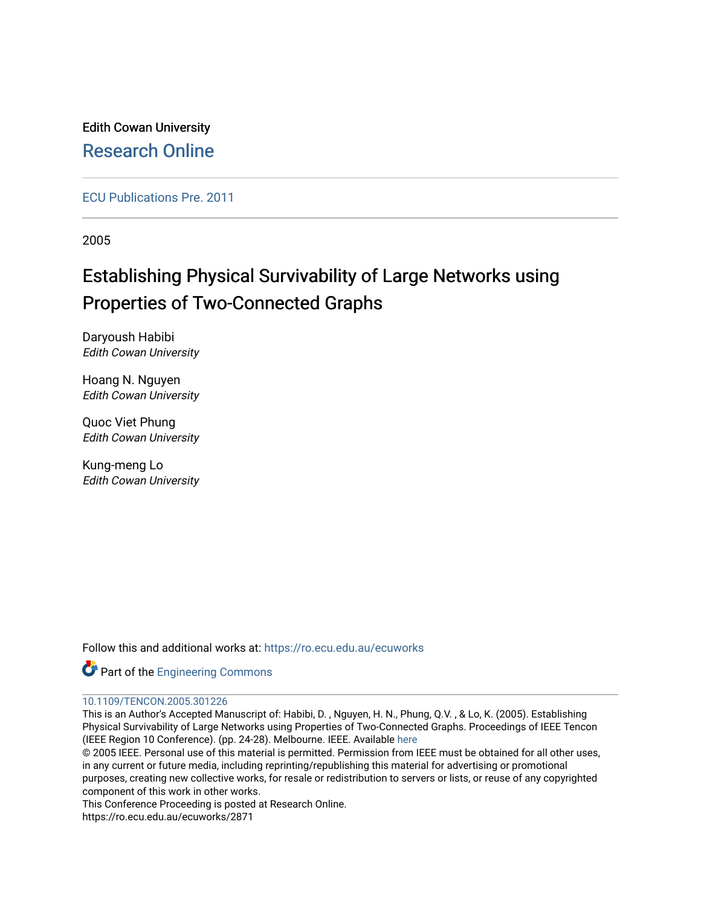Edith Cowan University

# Research Online

ECU Publications Pre. 2011

2005

# Establishing Physical Survivability of Large Networks using Properties of Two-Connected Graphs

Daryoush Habibi
*Edith Cowan University*

Hoang N. Nguyen
*Edith Cowan University*

Quoc Viet Phung
*Edith Cowan University*

Kung-meng Lo
*Edith Cowan University*

Follow this and additional works at: https://ro.ecu.edu.au/ecuworks

Part of the Engineering Commons

10.1109/TENCON.2005.301226

This is an Author's Accepted Manuscript of: Habibi, D. , Nguyen, H. N., Phung, Q.V. , & Lo, K. (2005). Establishing Physical Survivability of Large Networks using Properties of Two-Connected Graphs. Proceedings of IEEE Tencon (IEEE Region 10 Conference). (pp. 24-28). Melbourne. IEEE. Available here

© 2005 IEEE. Personal use of this material is permitted. Permission from IEEE must be obtained for all other uses, in any current or future media, including reprinting/republishing this material for advertising or promotional purposes, creating new collective works, for resale or redistribution to servers or lists, or reuse of any copyrighted component of this work in other works.

This Conference Proceeding is posted at Research Online.

https://ro.ecu.edu.au/ecuworks/2871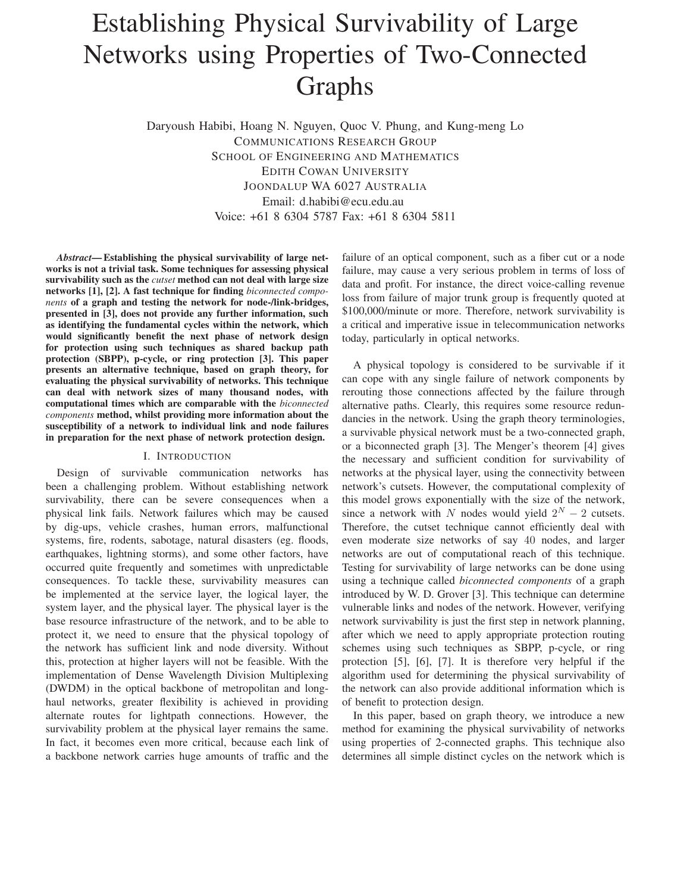# Establishing Physical Survivability of Large Networks using Properties of Two-Connected Graphs

Daryoush Habibi, Hoang N. Nguyen, Quoc V. Phung, and Kung-meng Lo
COMMUNICATIONS RESEARCH GROUP
SCHOOL OF ENGINEERING AND MATHEMATICS
EDITH COWAN UNIVERSITY
JOONDALUP WA 6027 AUSTRALIA
Email: d.habibi@ecu.edu.au
Voice: +61 8 6304 5787 Fax: +61 8 6304 5811

***Abstract*— Establishing the physical survivability of large networks is not a trivial task. Some techniques for assessing physical survivability such as the *cutset* method can not deal with large size networks [1], [2]. A fast technique for finding *biconnected components* of a graph and testing the network for node-/link-bridges, presented in [3], does not provide any further information, such as identifying the fundamental cycles within the network, which would significantly benefit the next phase of network design for protection using such techniques as shared backup path protection (SBPP), p-cycle, or ring protection [3]. This paper presents an alternative technique, based on graph theory, for evaluating the physical survivability of networks. This technique can deal with network sizes of many thousand nodes, with computational times which are comparable with the *biconnected components* method, whilst providing more information about the susceptibility of a network to individual link and node failures in preparation for the next phase of network protection design.**

## I. INTRODUCTION

Design of survivable communication networks has been a challenging problem. Without establishing network survivability, there can be severe consequences when a physical link fails. Network failures which may be caused by dig-ups, vehicle crashes, human errors, malfunctional systems, fire, rodents, sabotage, natural disasters (eg. floods, earthquakes, lightning storms), and some other factors, have occurred quite frequently and sometimes with unpredictable consequences. To tackle these, survivability measures can be implemented at the service layer, the logical layer, the system layer, and the physical layer. The physical layer is the base resource infrastructure of the network, and to be able to protect it, we need to ensure that the physical topology of the network has sufficient link and node diversity. Without this, protection at higher layers will not be feasible. With the implementation of Dense Wavelength Division Multiplexing (DWDM) in the optical backbone of metropolitan and long-haul networks, greater flexibility is achieved in providing alternate routes for lightpath connections. However, the survivability problem at the physical layer remains the same. In fact, it becomes even more critical, because each link of a backbone network carries huge amounts of traffic and the failure of an optical component, such as a fiber cut or a node failure, may cause a very serious problem in terms of loss of data and profit. For instance, the direct voice-calling revenue loss from failure of major trunk group is frequently quoted at $100,000/minute or more. Therefore, network survivability is a critical and imperative issue in telecommunication networks today, particularly in optical networks.

A physical topology is considered to be survivable if it can cope with any single failure of network components by rerouting those connections affected by the failure through alternative paths. Clearly, this requires some resource redundancies in the network. Using the graph theory terminologies, a survivable physical network must be a two-connected graph, or a biconnected graph [3]. The Menger's theorem [4] gives the necessary and sufficient condition for survivability of networks at the physical layer, using the connectivity between network's cutsets. However, the computational complexity of this model grows exponentially with the size of the network, since a network with $N$ nodes would yield $2^N - 2$ cutsets. Therefore, the cutset technique cannot efficiently deal with even moderate size networks of say $40$ nodes, and larger networks are out of computational reach of this technique. Testing for survivability of large networks can be done using using a technique called *biconnected components* of a graph introduced by W. D. Grover [3]. This technique can determine vulnerable links and nodes of the network. However, verifying network survivability is just the first step in network planning, after which we need to apply appropriate protection routing schemes using such techniques as SBPP, p-cycle, or ring protection [5], [6], [7]. It is therefore very helpful if the algorithm used for determining the physical survivability of the network can also provide additional information which is of benefit to protection design.

In this paper, based on graph theory, we introduce a new method for examining the physical survivability of networks using properties of 2-connected graphs. This technique also determines all simple distinct cycles on the network which is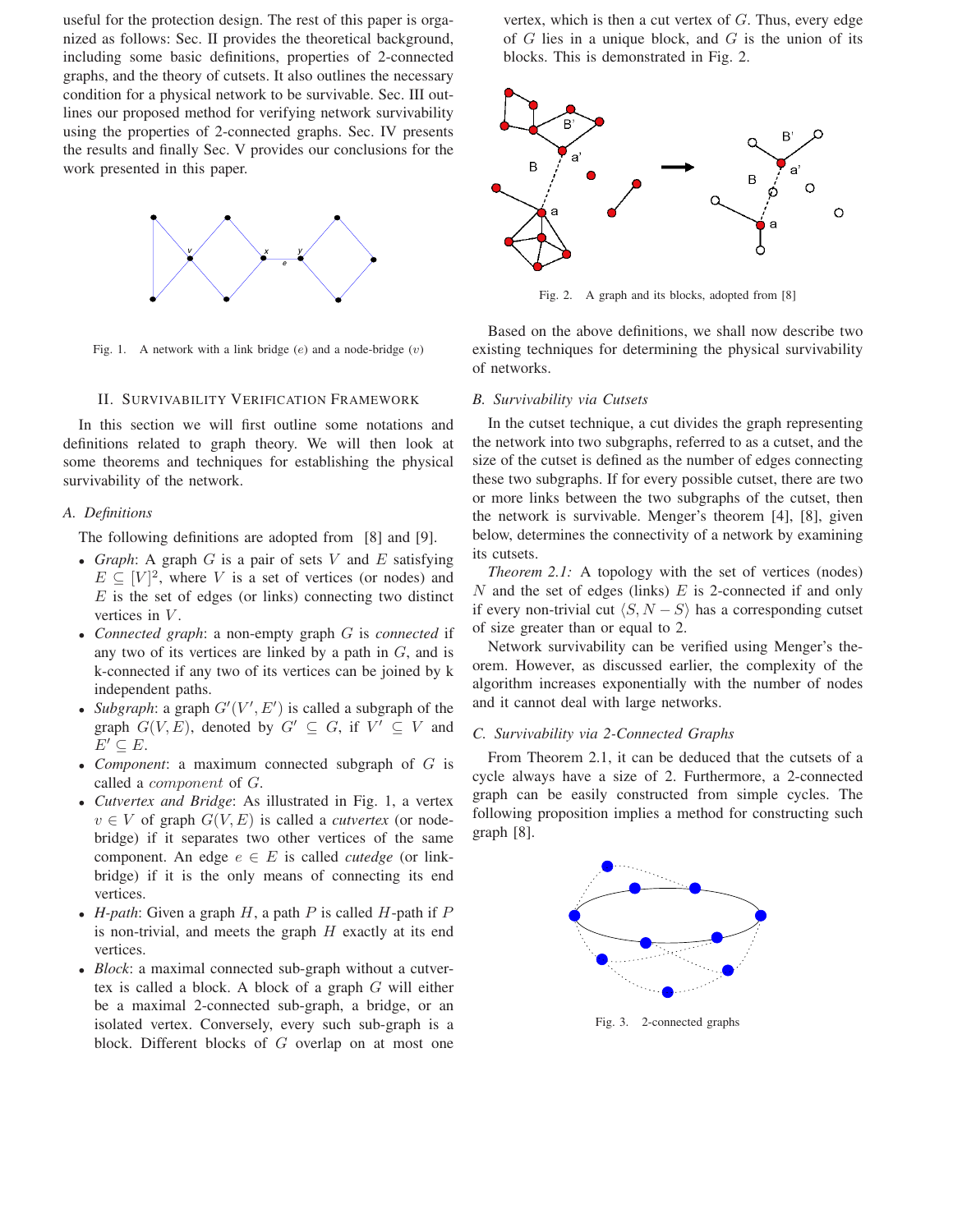useful for the protection design. The rest of this paper is organized as follows: Sec. II provides the theoretical background, including some basic definitions, properties of 2-connected graphs, and the theory of cutsets. It also outlines the necessary condition for a physical network to be survivable. Sec. III outlines our proposed method for verifying network survivability using the properties of 2-connected graphs. Sec. IV presents the results and finally Sec. V provides our conclusions for the work presented in this paper.

Fig. 1. A network with a link bridge ($e$) and a node-bridge ($v$)

## II. Survivability Verification Framework

In this section we will first outline some notations and definitions related to graph theory. We will then look at some theorems and techniques for establishing the physical survivability of the network.

### A. Definitions

The following definitions are adopted from [8] and [9].

- *Graph*: A graph $G$ is a pair of sets $V$ and $E$ satisfying $E \subseteq [V]^2$, where $V$ is a set of vertices (or nodes) and $E$ is the set of edges (or links) connecting two distinct vertices in $V$.
- *Connected graph*: a non-empty graph $G$ is *connected* if any two of its vertices are linked by a path in $G$, and is k-connected if any two of its vertices can be joined by k independent paths.
- *Subgraph*: a graph $G'(V', E')$ is called a subgraph of the graph $G(V, E)$, denoted by $G' \subseteq G$, if $V' \subseteq V$ and $E' \subseteq E$.
- *Component*: a maximum connected subgraph of $G$ is called a *component* of $G$.
- *Cutvertex and Bridge*: As illustrated in Fig. 1, a vertex $v \in V$ of graph $G(V, E)$ is called a *cutvertex* (or node-bridge) if it separates two other vertices of the same component. An edge $e \in E$ is called *cutedge* (or link-bridge) if it is the only means of connecting its end vertices.
- *H-path*: Given a graph $H$, a path $P$ is called $H$-path if $P$ is non-trivial, and meets the graph $H$ exactly at its end vertices.
- *Block*: a maximal connected sub-graph without a cutvertex is called a block. A block of a graph $G$ will either be a maximal 2-connected sub-graph, a bridge, or an isolated vertex. Conversely, every such sub-graph is a block. Different blocks of $G$ overlap on at most one vertex, which is then a cut vertex of $G$. Thus, every edge of $G$ lies in a unique block, and $G$ is the union of its blocks. This is demonstrated in Fig. 2.

Fig. 2. A graph and its blocks, adopted from [8]

Based on the above definitions, we shall now describe two existing techniques for determining the physical survivability of networks.

### B. Survivability via Cutsets

In the cutset technique, a cut divides the graph representing the network into two subgraphs, referred to as a cutset, and the size of the cutset is defined as the number of edges connecting these two subgraphs. If for every possible cutset, there are two or more links between the two subgraphs of the cutset, then the network is survivable. Menger's theorem [4], [8], given below, determines the connectivity of a network by examining its cutsets.

*Theorem 2.1:* A topology with the set of vertices (nodes) $N$ and the set of edges (links) $E$ is 2-connected if and only if every non-trivial cut $\langle S, N - S \rangle$ has a corresponding cutset of size greater than or equal to 2.

Network survivability can be verified using Menger's theorem. However, as discussed earlier, the complexity of the algorithm increases exponentially with the number of nodes and it cannot deal with large networks.

### C. Survivability via 2-Connected Graphs

From Theorem 2.1, it can be deduced that the cutsets of a cycle always have a size of 2. Furthermore, a 2-connected graph can be easily constructed from simple cycles. The following proposition implies a method for constructing such graph [8].

Fig. 3. 2-connected graphs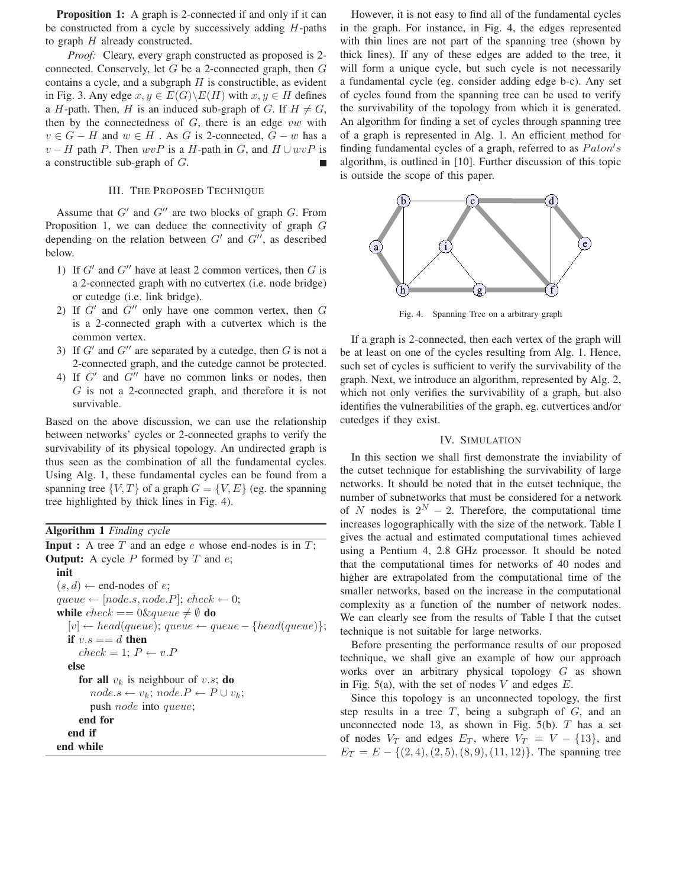**Proposition 1:** A graph is 2-connected if and only if it can be constructed from a cycle by successively adding $H$-paths to graph $H$ already constructed.

*Proof:* Cleary, every graph constructed as proposed is 2-connected. Conservely, let $G$ be a 2-connected graph, then $G$ contains a cycle, and a subgraph $H$ is constructible, as evident in Fig. 3. Any edge $x, y \in E(G) \backslash E(H)$ with $x, y \in H$ defines a $H$-path. Then, $H$ is an induced sub-graph of $G$. If $H \neq G$, then by the connectedness of $G$, there is an edge $vw$ with $v \in G - H$ and $w \in H$ . As $G$ is 2-connected, $G - w$ has a $v - H$ path $P$. Then $wvP$ is a $H$-path in $G$, and $H \cup wvP$ is a constructible sub-graph of $G$. ∎

## III. The Proposed Technique

Assume that $G'$ and $G''$ are two blocks of graph $G$. From Proposition 1, we can deduce the connectivity of graph $G$ depending on the relation between $G'$ and $G''$, as described below.

1) If $G'$ and $G''$ have at least 2 common vertices, then $G$ is a 2-connected graph with no cutvertex (i.e. node bridge) or cutedge (i.e. link bridge).
2) If $G'$ and $G''$ only have one common vertex, then $G$ is a 2-connected graph with a cutvertex which is the common vertex.
3) If $G'$ and $G''$ are separated by a cutedge, then $G$ is not a 2-connected graph, and the cutedge cannot be protected.
4) If $G'$ and $G''$ have no common links or nodes, then $G$ is not a 2-connected graph, and therefore it is not survivable.

Based on the above discussion, we can use the relationship between networks' cycles or 2-connected graphs to verify the survivability of its physical topology. An undirected graph is thus seen as the combination of all the fundamental cycles. Using Alg. 1, these fundamental cycles can be found from a spanning tree $\{V, T\}$ of a graph $G = \{V, E\}$ (eg. the spanning tree highlighted by thick lines in Fig. 4).

**Algorithm 1** *Finding cycle*

```
Input : A tree T and an edge e whose end-nodes is in T;
Output: A cycle P formed by T and e;
init
  (s, d) ← end-nodes of e;
  queue ← [node.s, node.P]; check ← 0;
  while check == 0 & queue ≠ ∅ do
    [v] ← head(queue); queue ← queue − {head(queue)};
    if v.s == d then
      check = 1; P ← v.P
    else
      for all v_k is neighbour of v.s; do
        node.s ← v_k; node.P ← P ∪ v_k;
        push node into queue;
      end for
    end if
  end while
```

However, it is not easy to find all of the fundamental cycles in the graph. For instance, in Fig. 4, the edges represented with thin lines are not part of the spanning tree (shown by thick lines). If any of these edges are added to the tree, it will form a unique cycle, but such cycle is not necessarily a fundamental cycle (eg. consider adding edge b-c). Any set of cycles found from the spanning tree can be used to verify the survivability of the topology from which it is generated. An algorithm for finding a set of cycles through spanning tree of a graph is represented in Alg. 1. An efficient method for finding fundamental cycles of a graph, referred to as $Paton's$ algorithm, is outlined in [10]. Further discussion of this topic is outside the scope of this paper.

Fig. 4. Spanning Tree on a arbitrary graph

If a graph is 2-connected, then each vertex of the graph will be at least on one of the cycles resulting from Alg. 1. Hence, such set of cycles is sufficient to verify the survivability of the graph. Next, we introduce an algorithm, represented by Alg. 2, which not only verifies the survivability of a graph, but also identifies the vulnerabilities of the graph, eg. cutvertices and/or cutedges if they exist.

## IV. Simulation

In this section we shall first demonstrate the inviability of the cutset technique for establishing the survivability of large networks. It should be noted that in the cutset technique, the number of subnetworks that must be considered for a network of $N$ nodes is $2^N - 2$. Therefore, the computational time increases logographically with the size of the network. Table I gives the actual and estimated computational times achieved using a Pentium 4, 2.8 GHz processor. It should be noted that the computational times for networks of 40 nodes and higher are extrapolated from the computational time of the smaller networks, based on the increase in the computational complexity as a function of the number of network nodes. We can clearly see from the results of Table I that the cutset technique is not suitable for large networks.

Before presenting the performance results of our proposed technique, we shall give an example of how our approach works over an arbitrary physical topology $G$ as shown in Fig. 5(a), with the set of nodes $V$ and edges $E$.

Since this topology is an unconnected topology, the first step results in a tree $T$, being a subgraph of $G$, and an unconnected node 13, as shown in Fig. 5(b). $T$ has a set of nodes $V_T$ and edges $E_T$, where $V_T = V - \{13\}$, and $E_T = E - \{(2, 4), (2, 5), (8, 9), (11, 12)\}$. The spanning tree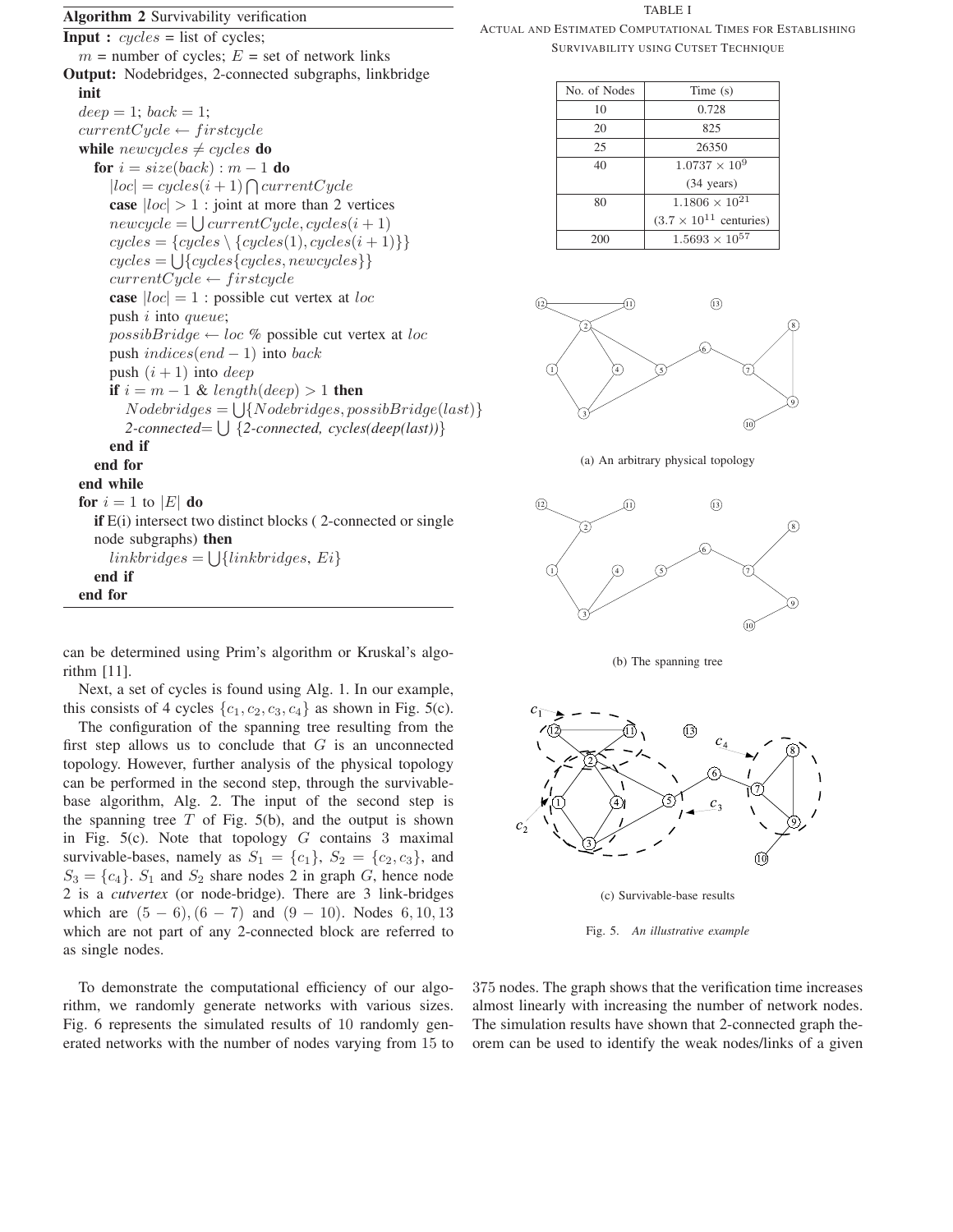**Algorithm 2** Survivability verification

**Input :** $cycles$ = list of cycles;
$m$ = number of cycles; $E$ = set of network links
**Output:** Nodebridges, 2-connected subgraphs, linkbridge

```
init
  deep = 1; back = 1;
  currentCycle ← firstcycle
  while newcycles ≠ cycles do
    for i = size(back) : m − 1 do
      |loc| = cycles(i + 1) ⋂ currentCycle
      case |loc| > 1 : joint at more than 2 vertices
      newcycle = ⋃ currentCycle, cycles(i + 1)
      cycles = {cycles \ {cycles(1), cycles(i + 1)}}
      cycles = ⋃{cycles{cycles, newcycles}}
      currentCycle ← firstcycle
      case |loc| = 1 : possible cut vertex at loc
      push i into queue;
      possibBridge ← loc % possible cut vertex at loc
      push indices(end − 1) into back
      push (i + 1) into deep
      if i = m − 1 & length(deep) > 1 then
        Nodebridges = ⋃{Nodebridges, possibBridge(last)}
        2-connected= ⋃ {2-connected, cycles(deep(last))}
      end if
    end for
  end while
  for i = 1 to |E| do
    if E(i) intersect two distinct blocks ( 2-connected or single
    node subgraphs) then
      linkbridges = ⋃{linkbridges, Ei}
    end if
  end for
```

can be determined using Prim's algorithm or Kruskal's algorithm [11].

Next, a set of cycles is found using Alg. 1. In our example, this consists of 4 cycles $\{c_1, c_2, c_3, c_4\}$ as shown in Fig. 5(c).

The configuration of the spanning tree resulting from the first step allows us to conclude that $G$ is an unconnected topology. However, further analysis of the physical topology can be performed in the second step, through the survivable-base algorithm, Alg. 2. The input of the second step is the spanning tree $T$ of Fig. 5(b), and the output is shown in Fig. 5(c). Note that topology $G$ contains 3 maximal survivable-bases, namely as $S_1 = \{c_1\}$, $S_2 = \{c_2, c_3\}$, and $S_3 = \{c_4\}$. $S_1$ and $S_2$ share nodes 2 in graph $G$, hence node 2 is a *cutvertex* (or node-bridge). There are 3 link-bridges which are $(5-6), (6-7)$ and $(9-10)$. Nodes $6, 10, 13$ which are not part of any 2-connected block are referred to as single nodes.

To demonstrate the computational efficiency of our algorithm, we randomly generate networks with various sizes. Fig. 6 represents the simulated results of 10 randomly generated networks with the number of nodes varying from 15 to 375 nodes. The graph shows that the verification time increases almost linearly with increasing the number of network nodes. The simulation results have shown that 2-connected graph theorem can be used to identify the weak nodes/links of a given

TABLE I
ACTUAL AND ESTIMATED COMPUTATIONAL TIMES FOR ESTABLISHING SURVIVABILITY USING CUTSET TECHNIQUE

| No. of Nodes | Time (s) |
|---|---|
| 10 | 0.728 |
| 20 | 825 |
| 25 | 26350 |
| 40 | $1.0737 \times 10^9$ (34 years) |
| 80 | $1.1806 \times 10^{21}$ ($3.7 \times 10^{11}$ centuries) |
| 200 | $1.5693 \times 10^{57}$ |

(a) An arbitrary physical topology

(b) The spanning tree

(c) Survivable-base results

Fig. 5. *An illustrative example*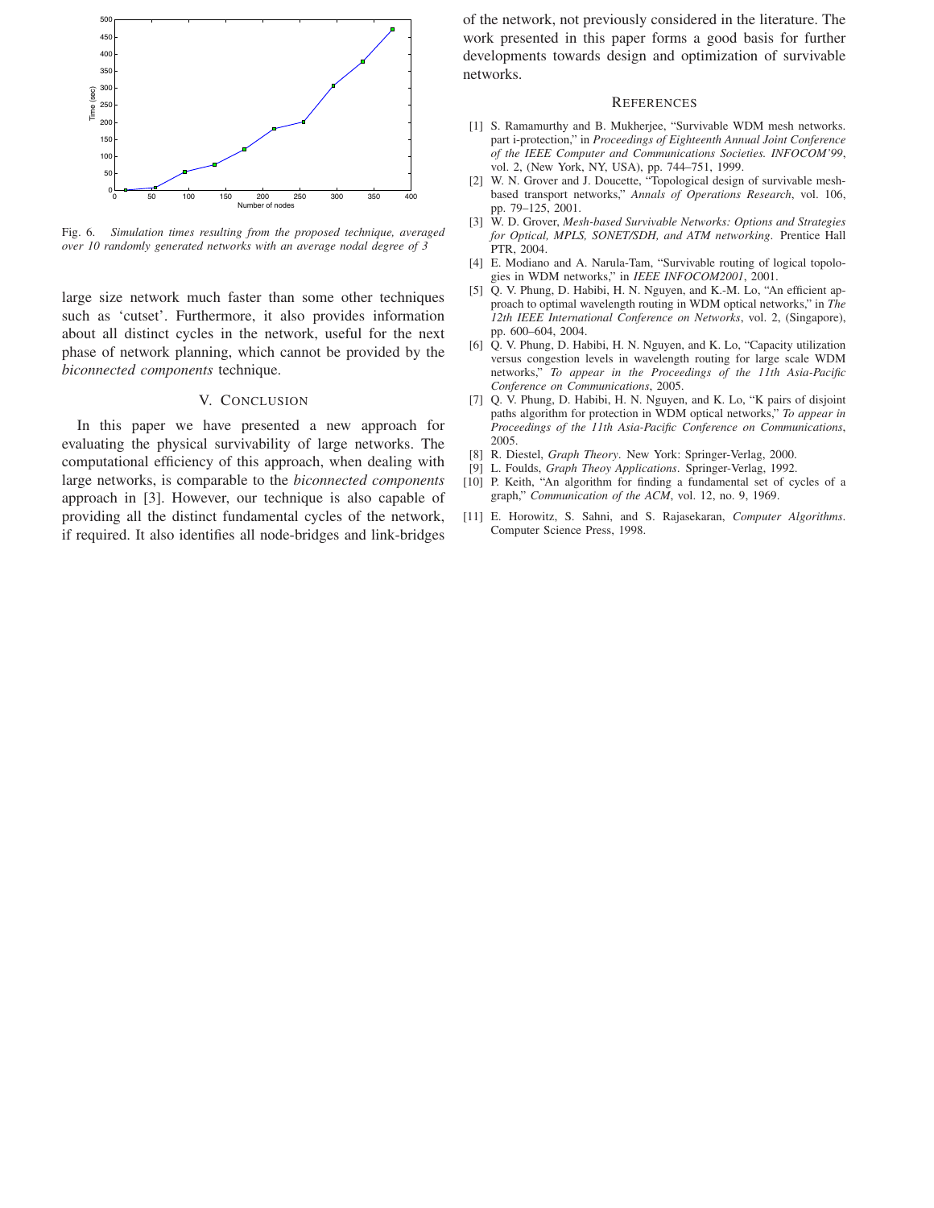Time (sec)

500
450
400
350
300
250
200
150
100
50
0

0 50 100 150 200 250 300 350 400

Number of nodes

Fig. 6. *Simulation times resulting from the proposed technique, averaged over 10 randomly generated networks with an average nodal degree of 3*

large size network much faster than some other techniques such as 'cutset'. Furthermore, it also provides information about all distinct cycles in the network, useful for the next phase of network planning, which cannot be provided by the *biconnected components* technique.

## V. CONCLUSION

In this paper we have presented a new approach for evaluating the physical survivability of large networks. The computational efficiency of this approach, when dealing with large networks, is comparable to the *biconnected components* approach in [3]. However, our technique is also capable of providing all the distinct fundamental cycles of the network, if required. It also identifies all node-bridges and link-bridges of the network, not previously considered in the literature. The work presented in this paper forms a good basis for further developments towards design and optimization of survivable networks.

## REFERENCES

[1] S. Ramamurthy and B. Mukherjee, "Survivable WDM mesh networks. part i-protection," in *Proceedings of Eighteenth Annual Joint Conference of the IEEE Computer and Communications Societies. INFOCOM'99*, vol. 2, (New York, NY, USA), pp. 744–751, 1999.

[2] W. N. Grover and J. Doucette, "Topological design of survivable mesh-based transport networks," *Annals of Operations Research*, vol. 106, pp. 79–125, 2001.

[3] W. D. Grover, *Mesh-based Survivable Networks: Options and Strategies for Optical, MPLS, SONET/SDH, and ATM networking*. Prentice Hall PTR, 2004.

[4] E. Modiano and A. Narula-Tam, "Survivable routing of logical topologies in WDM networks," in *IEEE INFOCOM2001*, 2001.

[5] Q. V. Phung, D. Habibi, H. N. Nguyen, and K.-M. Lo, "An efficient approach to optimal wavelength routing in WDM optical networks," in *The 12th IEEE International Conference on Networks*, vol. 2, (Singapore), pp. 600–604, 2004.

[6] Q. V. Phung, D. Habibi, H. N. Nguyen, and K. Lo, "Capacity utilization versus congestion levels in wavelength routing for large scale WDM networks," *To appear in the Proceedings of the 11th Asia-Pacific Conference on Communications*, 2005.

[7] Q. V. Phung, D. Habibi, H. N. Nguyen, and K. Lo, "K pairs of disjoint paths algorithm for protection in WDM optical networks," *To appear in Proceedings of the 11th Asia-Pacific Conference on Communications*, 2005.

[8] R. Diestel, *Graph Theory*. New York: Springer-Verlag, 2000.

[9] L. Foulds, *Graph Theoy Applications*. Springer-Verlag, 1992.

[10] P. Keith, "An algorithm for finding a fundamental set of cycles of a graph," *Communication of the ACM*, vol. 12, no. 9, 1969.

[11] E. Horowitz, S. Sahni, and S. Rajasekaran, *Computer Algorithms*. Computer Science Press, 1998.